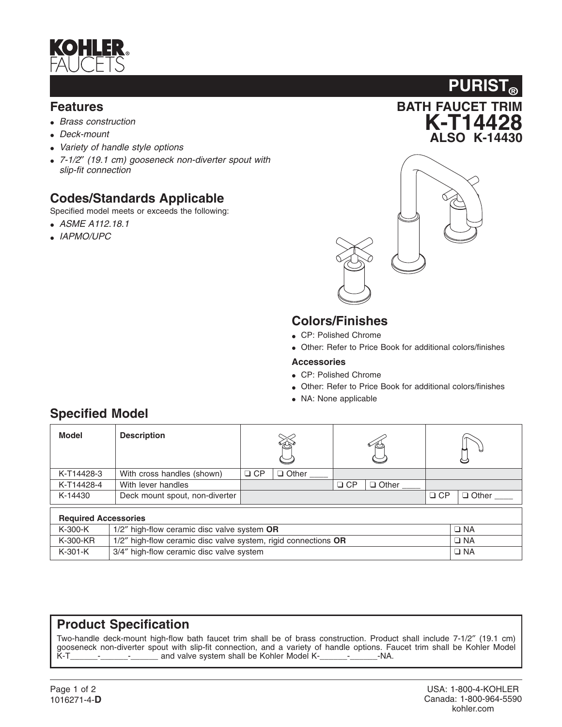# KOHLER FAUCETS

## PURIST®

### BATH FAUCET TRIM
# K-T14428
### ALSO K-14430

## Features

- *Brass construction*
- *Deck-mount*
- *Variety of handle style options*
- *7-1/2″ (19.1 cm) gooseneck non-diverter spout with slip-fit connection*

## Codes/Standards Applicable

Specified model meets or exceeds the following:

- *ASME A112.18.1*
- *IAPMO/UPC*

## Colors/Finishes

- CP: Polished Chrome
- Other: Refer to Price Book for additional colors/finishes

**Accessories**

- CP: Polished Chrome
- Other: Refer to Price Book for additional colors/finishes
- NA: None applicable

## Specified Model

| Model | Description | Cross handle | | Lever handle | | Spout | |
|---|---|---|---|---|---|---|---|
| K-T14428-3 | With cross handles (shown) | ❑ CP | ❑ Other ____ | | | | |
| K-T14428-4 | With lever handles | | | ❑ CP | ❑ Other ____ | | |
| K-14430 | Deck mount spout, non-diverter | | | | | ❑ CP | ❑ Other ____ |

| Required Accessories | | |
|---|---|---|
| K-300-K | 1/2″ high-flow ceramic disc valve system **OR** | ❑ NA |
| K-300-KR | 1/2″ high-flow ceramic disc valve system, rigid connections **OR** | ❑ NA |
| K-301-K | 3/4″ high-flow ceramic disc valve system | ❑ NA |

## Product Specification

Two-handle deck-mount high-flow bath faucet trim shall be of brass construction. Product shall include 7-1/2″ (19.1 cm) gooseneck non-diverter spout with slip-fit connection, and a variety of handle options. Faucet trim shall be Kohler Model K-T______-______-______ and valve system shall be Kohler Model K-______-______-NA.

1016271-4-**D**

USA: 1-800-4-KOHLER
Canada: 1-800-964-5590
kohler.com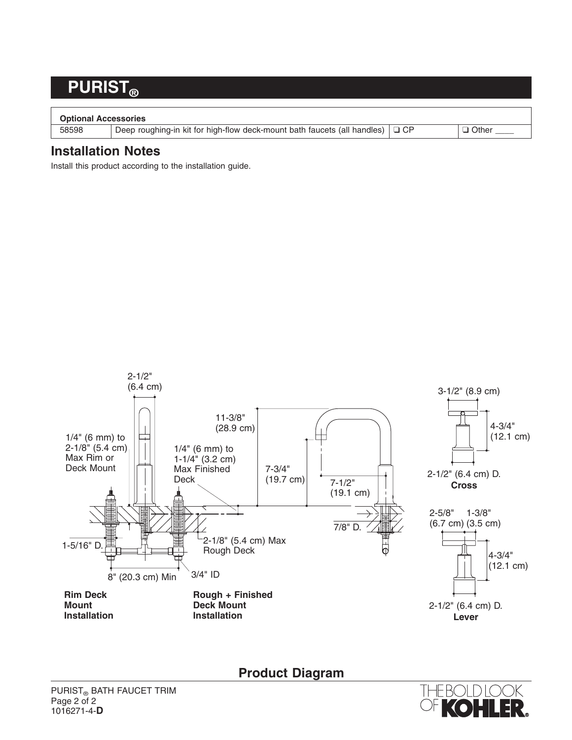# PURIST®

| Optional Accessories | | | |
|---|---|---|---|
| 58598 | Deep roughing-in kit for high-flow deck-mount bath faucets (all handles) | ❑ CP | ❑ Other ____ |

## Installation Notes

Install this product according to the installation guide.

2-1/2" (6.4 cm)

1/4" (6 mm) to 2-1/8" (5.4 cm) Max Rim or Deck Mount

1/4" (6 mm) to 1-1/4" (3.2 cm) Max Finished Deck

11-3/8" (28.9 cm)

7-3/4" (19.7 cm)

7-1/2" (19.1 cm)

7/8" D.

1-5/16" D.

2-1/8" (5.4 cm) Max Rough Deck

8" (20.3 cm) Min

3/4" ID

**Rim Deck Mount Installation**

**Rough + Finished Deck Mount Installation**

3-1/2" (8.9 cm)

4-3/4" (12.1 cm)

2-1/2" (6.4 cm) D.

**Cross**

2-5/8" (6.7 cm)

1-3/8" (3.5 cm)

4-3/4" (12.1 cm)

2-1/2" (6.4 cm) D.

**Lever**

## Product Diagram